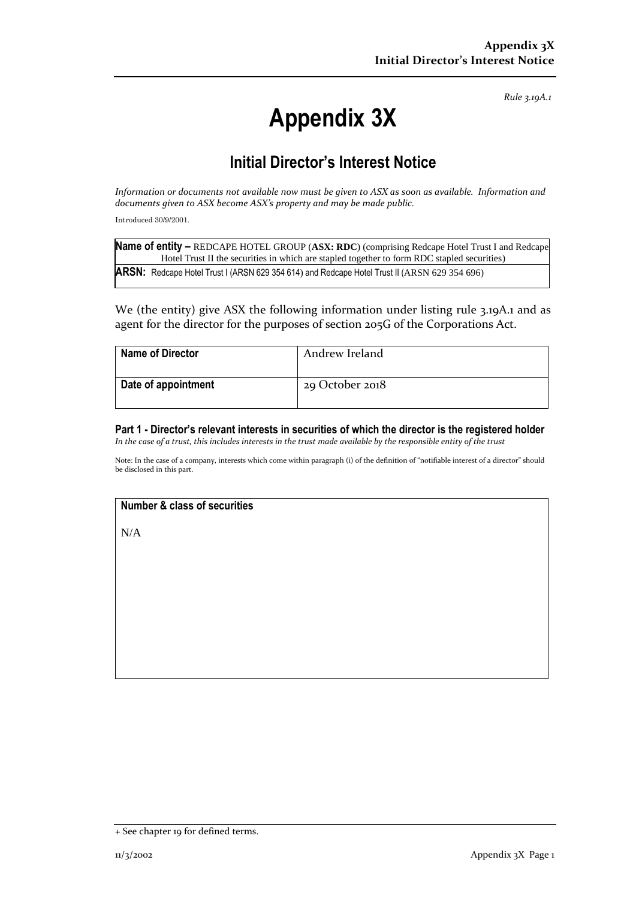*Rule 3.19A.1*

# Appendix 3X

## Initial Director's Interest Notice

*Information or documents not available now must be given to ASX as soon as available. Information and documents given to ASX become ASX's property and may be made public.*

Introduced 30/9/2001.

| **Name of entity –** REDCAPE HOTEL GROUP (**ASX: RDC**) (comprising Redcape Hotel Trust I and Redcape Hotel Trust II the securities in which are stapled together to form RDC stapled securities) |
|---|
| **ARSN:** Redcape Hotel Trust I (ARSN 629 354 614) and Redcape Hotel Trust II (ARSN 629 354 696) |

We (the entity) give ASX the following information under listing rule 3.19A.1 and as agent for the director for the purposes of section 205G of the Corporations Act.

| | |
|---|---|
| **Name of Director** | Andrew Ireland |
| **Date of appointment** | 29 October 2018 |

### Part 1 - Director's relevant interests in securities of which the director is the registered holder

*In the case of a trust, this includes interests in the trust made available by the responsible entity of the trust*

Note: In the case of a company, interests which come within paragraph (i) of the definition of "notifiable interest of a director" should be disclosed in this part.

| **Number & class of securities** |
|---|
| N/A |

+ See chapter 19 for defined terms.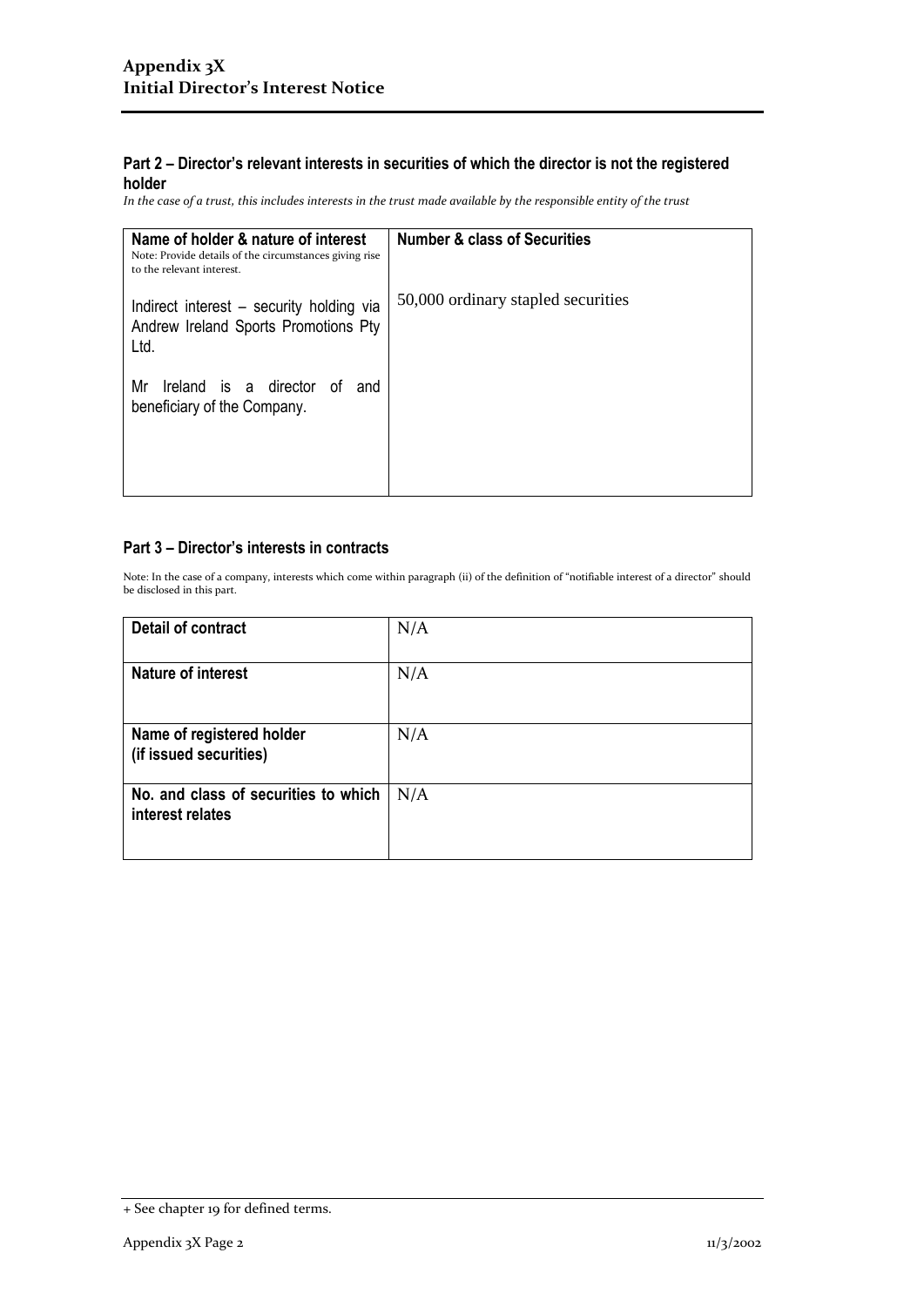## Part 2 – Director's relevant interests in securities of which the director is not the registered holder

*In the case of a trust, this includes interests in the trust made available by the responsible entity of the trust*

| **Name of holder & nature of interest**<br>Note: Provide details of the circumstances giving rise to the relevant interest. | **Number & class of Securities** |
|---|---|
| Indirect interest – security holding via Andrew Ireland Sports Promotions Pty Ltd.<br><br>Mr Ireland is a director of and beneficiary of the Company. | 50,000 ordinary stapled securities |

## Part 3 – Director's interests in contracts

Note: In the case of a company, interests which come within paragraph (ii) of the definition of "notifiable interest of a director" should be disclosed in this part.

| | |
|---|---|
| **Detail of contract** | N/A |
| **Nature of interest** | N/A |
| **Name of registered holder (if issued securities)** | N/A |
| **No. and class of securities to which interest relates** | N/A |

+ See chapter 19 for defined terms.